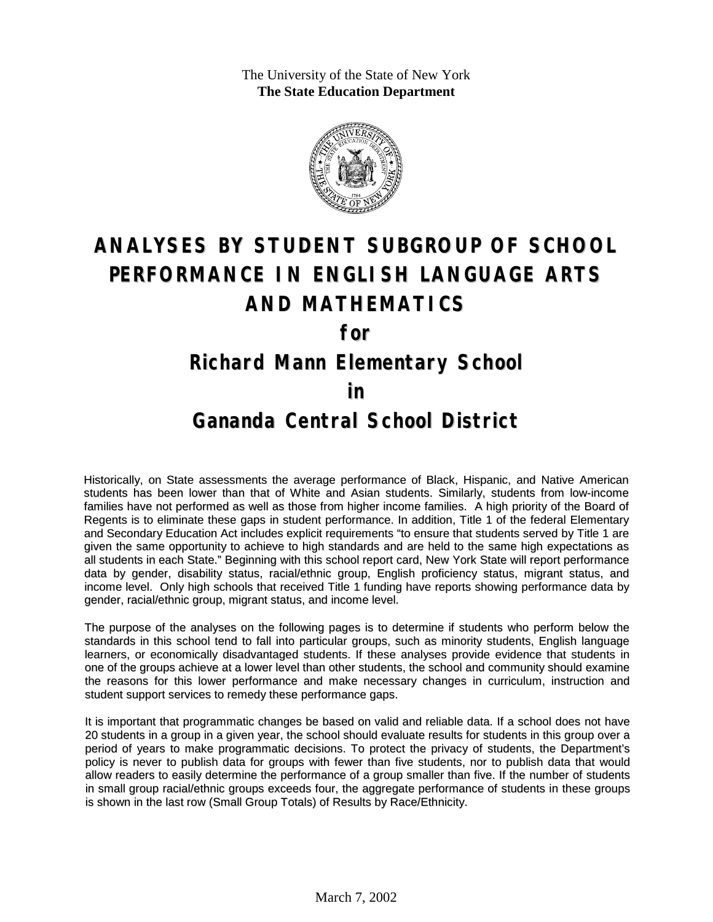The University of the State of New York
**The State Education Department**

# ANALYSES BY STUDENT SUBGROUP OF SCHOOL PERFORMANCE IN ENGLISH LANGUAGE ARTS AND MATHEMATICS

## for

## Richard Mann Elementary School

## in

## Gananda Central School District

Historically, on State assessments the average performance of Black, Hispanic, and Native American students has been lower than that of White and Asian students. Similarly, students from low-income families have not performed as well as those from higher income families. A high priority of the Board of Regents is to eliminate these gaps in student performance. In addition, Title 1 of the federal Elementary and Secondary Education Act includes explicit requirements "to ensure that students served by Title 1 are given the same opportunity to achieve to high standards and are held to the same high expectations as all students in each State." Beginning with this school report card, New York State will report performance data by gender, disability status, racial/ethnic group, English proficiency status, migrant status, and income level. Only high schools that received Title 1 funding have reports showing performance data by gender, racial/ethnic group, migrant status, and income level.

The purpose of the analyses on the following pages is to determine if students who perform below the standards in this school tend to fall into particular groups, such as minority students, English language learners, or economically disadvantaged students. If these analyses provide evidence that students in one of the groups achieve at a lower level than other students, the school and community should examine the reasons for this lower performance and make necessary changes in curriculum, instruction and student support services to remedy these performance gaps.

It is important that programmatic changes be based on valid and reliable data. If a school does not have 20 students in a group in a given year, the school should evaluate results for students in this group over a period of years to make programmatic decisions. To protect the privacy of students, the Department's policy is never to publish data for groups with fewer than five students, nor to publish data that would allow readers to easily determine the performance of a group smaller than five. If the number of students in small group racial/ethnic groups exceeds four, the aggregate performance of students in these groups is shown in the last row (Small Group Totals) of Results by Race/Ethnicity.

March 7, 2002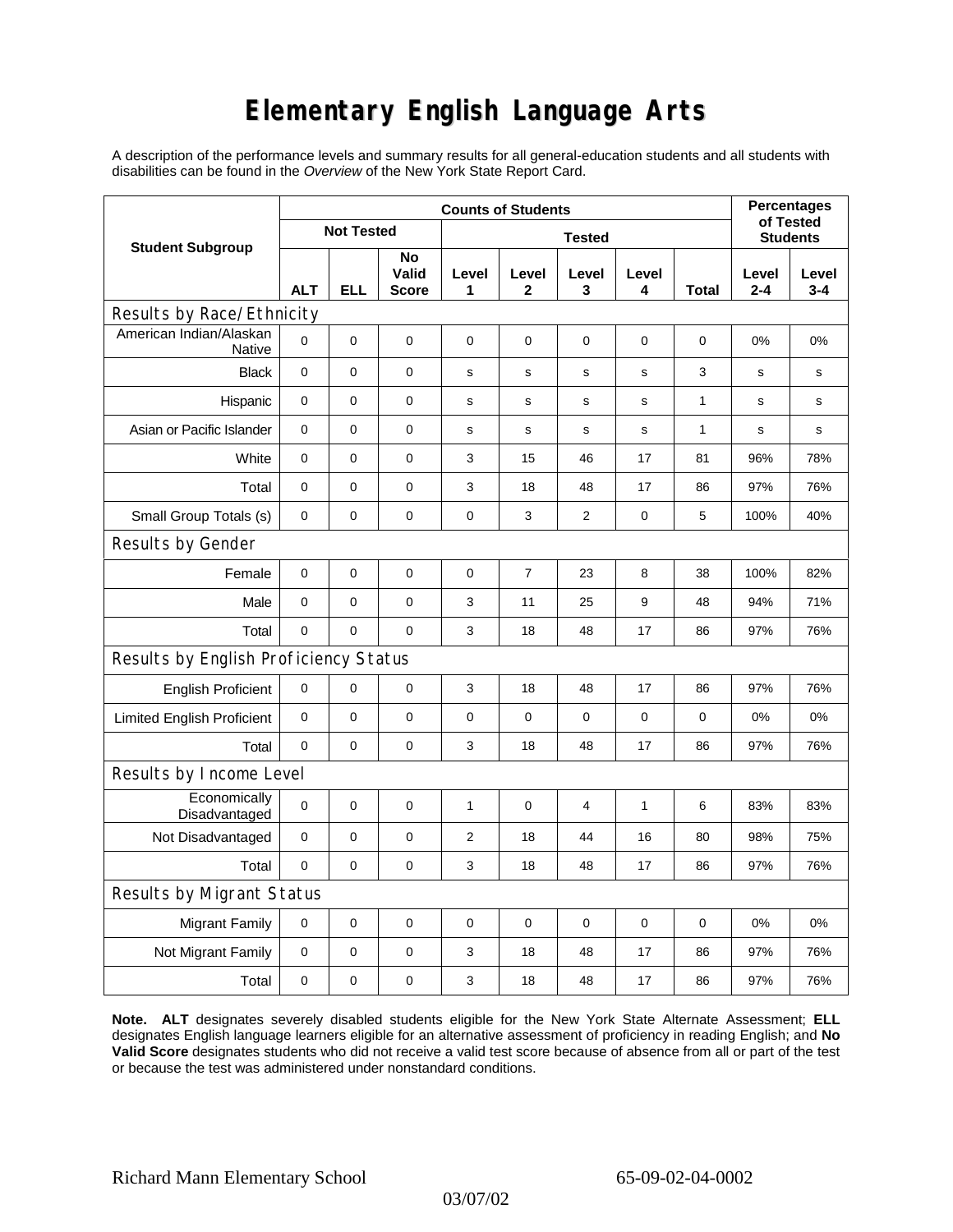# Elementary English Language Arts

A description of the performance levels and summary results for all general-education students and all students with disabilities can be found in the *Overview* of the New York State Report Card.

| Student Subgroup | Counts of Students | | | | | | | | Percentages of Tested Students | |
|---|---|---|---|---|---|---|---|---|---|---|
| | Not Tested | | | Tested | | | | | | |
| | ALT | ELL | No Valid Score | Level 1 | Level 2 | Level 3 | Level 4 | Total | Level 2-4 | Level 3-4 |
| **Results by Race/Ethnicity** | | | | | | | | | | |
| American Indian/Alaskan Native | 0 | 0 | 0 | 0 | 0 | 0 | 0 | 0 | 0% | 0% |
| Black | 0 | 0 | 0 | s | s | s | s | 3 | s | s |
| Hispanic | 0 | 0 | 0 | s | s | s | s | 1 | s | s |
| Asian or Pacific Islander | 0 | 0 | 0 | s | s | s | s | 1 | s | s |
| White | 0 | 0 | 0 | 3 | 15 | 46 | 17 | 81 | 96% | 78% |
| Total | 0 | 0 | 0 | 3 | 18 | 48 | 17 | 86 | 97% | 76% |
| Small Group Totals (s) | 0 | 0 | 0 | 0 | 3 | 2 | 0 | 5 | 100% | 40% |
| **Results by Gender** | | | | | | | | | | |
| Female | 0 | 0 | 0 | 0 | 7 | 23 | 8 | 38 | 100% | 82% |
| Male | 0 | 0 | 0 | 3 | 11 | 25 | 9 | 48 | 94% | 71% |
| Total | 0 | 0 | 0 | 3 | 18 | 48 | 17 | 86 | 97% | 76% |
| **Results by English Proficiency Status** | | | | | | | | | | |
| English Proficient | 0 | 0 | 0 | 3 | 18 | 48 | 17 | 86 | 97% | 76% |
| Limited English Proficient | 0 | 0 | 0 | 0 | 0 | 0 | 0 | 0 | 0% | 0% |
| Total | 0 | 0 | 0 | 3 | 18 | 48 | 17 | 86 | 97% | 76% |
| **Results by Income Level** | | | | | | | | | | |
| Economically Disadvantaged | 0 | 0 | 0 | 1 | 0 | 4 | 1 | 6 | 83% | 83% |
| Not Disadvantaged | 0 | 0 | 0 | 2 | 18 | 44 | 16 | 80 | 98% | 75% |
| Total | 0 | 0 | 0 | 3 | 18 | 48 | 17 | 86 | 97% | 76% |
| **Results by Migrant Status** | | | | | | | | | | |
| Migrant Family | 0 | 0 | 0 | 0 | 0 | 0 | 0 | 0 | 0% | 0% |
| Not Migrant Family | 0 | 0 | 0 | 3 | 18 | 48 | 17 | 86 | 97% | 76% |
| Total | 0 | 0 | 0 | 3 | 18 | 48 | 17 | 86 | 97% | 76% |

**Note. ALT** designates severely disabled students eligible for the New York State Alternate Assessment; **ELL** designates English language learners eligible for an alternative assessment of proficiency in reading English; and **No Valid Score** designates students who did not receive a valid test score because of absence from all or part of the test or because the test was administered under nonstandard conditions.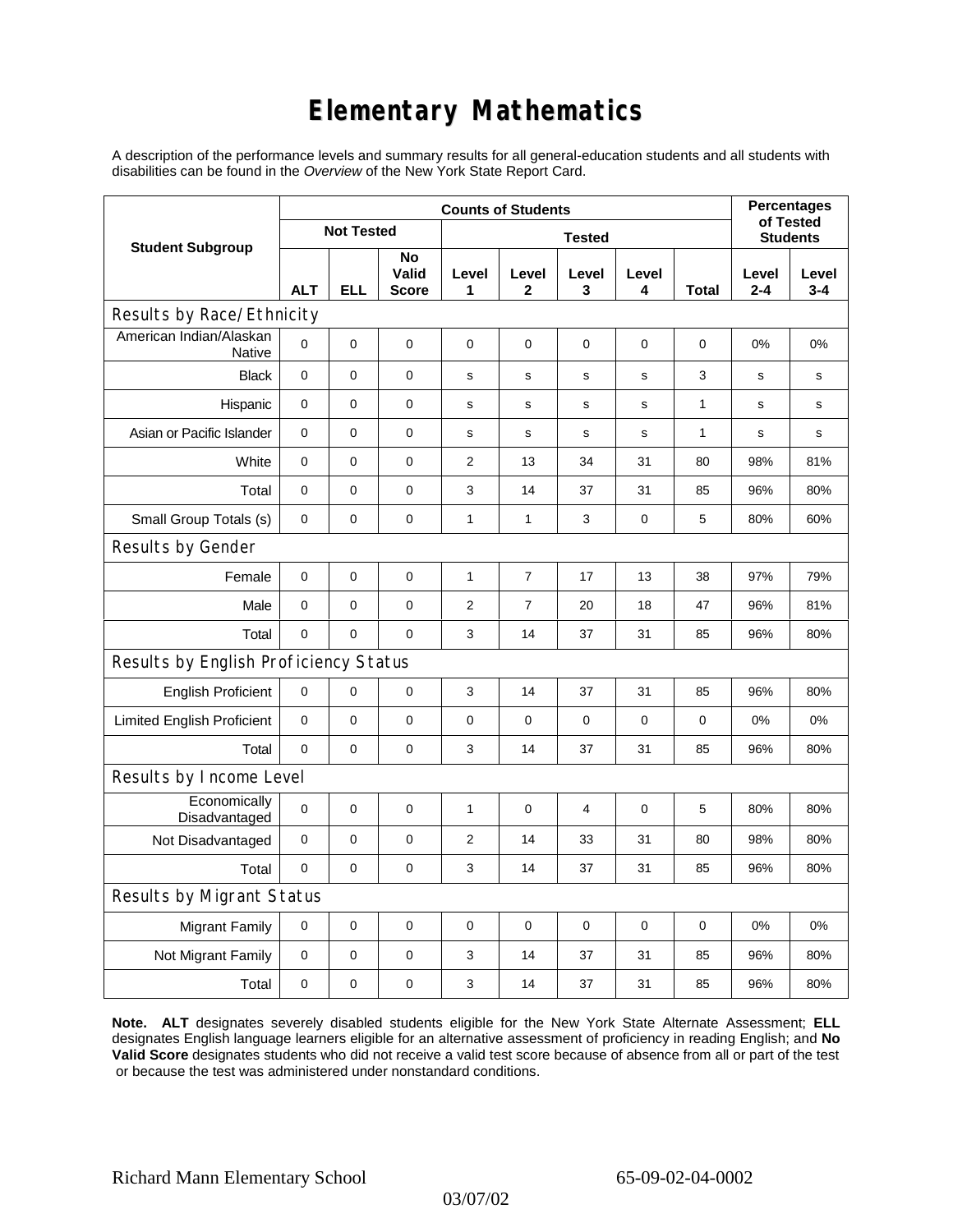# Elementary Mathematics

A description of the performance levels and summary results for all general-education students and all students with disabilities can be found in the *Overview* of the New York State Report Card.

| Student Subgroup | Counts of Students | | | | | | | | Percentages of Tested Students | |
|---|---|---|---|---|---|---|---|---|---|---|
| | Not Tested | | | Tested | | | | | | |
| | ALT | ELL | No Valid Score | Level 1 | Level 2 | Level 3 | Level 4 | Total | Level 2-4 | Level 3-4 |
| **Results by Race/Ethnicity** | | | | | | | | | | |
| American Indian/Alaskan Native | 0 | 0 | 0 | 0 | 0 | 0 | 0 | 0 | 0% | 0% |
| Black | 0 | 0 | 0 | s | s | s | s | 3 | s | s |
| Hispanic | 0 | 0 | 0 | s | s | s | s | 1 | s | s |
| Asian or Pacific Islander | 0 | 0 | 0 | s | s | s | s | 1 | s | s |
| White | 0 | 0 | 0 | 2 | 13 | 34 | 31 | 80 | 98% | 81% |
| Total | 0 | 0 | 0 | 3 | 14 | 37 | 31 | 85 | 96% | 80% |
| Small Group Totals (s) | 0 | 0 | 0 | 1 | 1 | 3 | 0 | 5 | 80% | 60% |
| **Results by Gender** | | | | | | | | | | |
| Female | 0 | 0 | 0 | 1 | 7 | 17 | 13 | 38 | 97% | 79% |
| Male | 0 | 0 | 0 | 2 | 7 | 20 | 18 | 47 | 96% | 81% |
| Total | 0 | 0 | 0 | 3 | 14 | 37 | 31 | 85 | 96% | 80% |
| **Results by English Proficiency Status** | | | | | | | | | | |
| English Proficient | 0 | 0 | 0 | 3 | 14 | 37 | 31 | 85 | 96% | 80% |
| Limited English Proficient | 0 | 0 | 0 | 0 | 0 | 0 | 0 | 0 | 0% | 0% |
| Total | 0 | 0 | 0 | 3 | 14 | 37 | 31 | 85 | 96% | 80% |
| **Results by Income Level** | | | | | | | | | | |
| Economically Disadvantaged | 0 | 0 | 0 | 1 | 0 | 4 | 0 | 5 | 80% | 80% |
| Not Disadvantaged | 0 | 0 | 0 | 2 | 14 | 33 | 31 | 80 | 98% | 80% |
| Total | 0 | 0 | 0 | 3 | 14 | 37 | 31 | 85 | 96% | 80% |
| **Results by Migrant Status** | | | | | | | | | | |
| Migrant Family | 0 | 0 | 0 | 0 | 0 | 0 | 0 | 0 | 0% | 0% |
| Not Migrant Family | 0 | 0 | 0 | 3 | 14 | 37 | 31 | 85 | 96% | 80% |
| Total | 0 | 0 | 0 | 3 | 14 | 37 | 31 | 85 | 96% | 80% |

**Note. ALT** designates severely disabled students eligible for the New York State Alternate Assessment; **ELL** designates English language learners eligible for an alternative assessment of proficiency in reading English; and **No Valid Score** designates students who did not receive a valid test score because of absence from all or part of the test or because the test was administered under nonstandard conditions.

Richard Mann Elementary School 65-09-02-04-0002

03/07/02